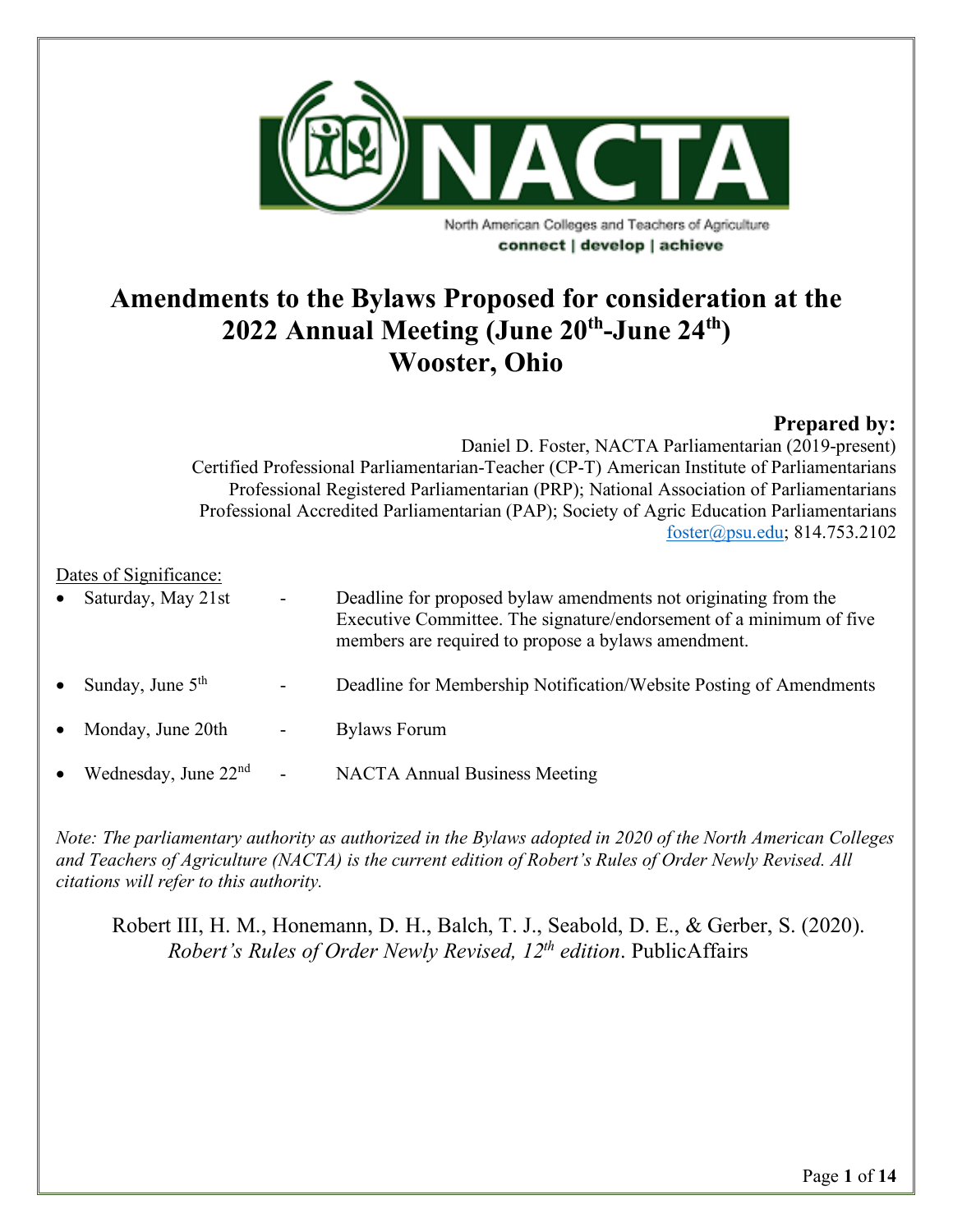NACTA

North American Colleges and Teachers of Agriculture

connect | develop | achieve

# Amendments to the Bylaws Proposed for consideration at the 2022 Annual Meeting (June 20th-June 24th) Wooster, Ohio

**Prepared by:**

Daniel D. Foster, NACTA Parliamentarian (2019-present)
Certified Professional Parliamentarian-Teacher (CP-T) American Institute of Parliamentarians
Professional Registered Parliamentarian (PRP); National Association of Parliamentarians
Professional Accredited Parliamentarian (PAP); Society of Agric Education Parliamentarians
foster@psu.edu; 814.753.2102

Dates of Significance:

- Saturday, May 21st - Deadline for proposed bylaw amendments not originating from the Executive Committee. The signature/endorsement of a minimum of five members are required to propose a bylaws amendment.
- Sunday, June 5th - Deadline for Membership Notification/Website Posting of Amendments
- Monday, June 20th - Bylaws Forum
- Wednesday, June 22nd - NACTA Annual Business Meeting

*Note: The parliamentary authority as authorized in the Bylaws adopted in 2020 of the North American Colleges and Teachers of Agriculture (NACTA) is the current edition of Robert's Rules of Order Newly Revised. All citations will refer to this authority.*

Robert III, H. M., Honemann, D. H., Balch, T. J., Seabold, D. E., & Gerber, S. (2020). *Robert's Rules of Order Newly Revised, 12th edition*. PublicAffairs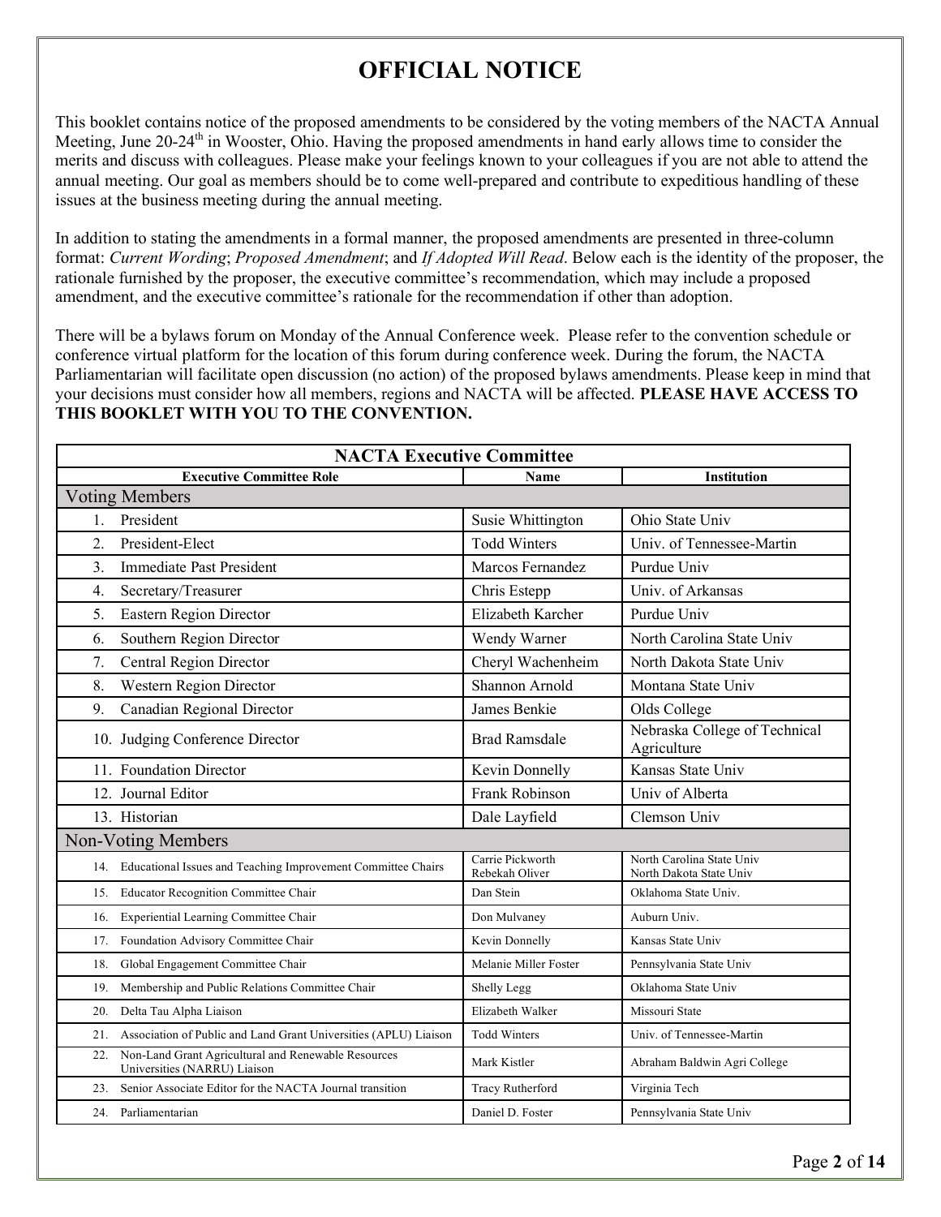# OFFICIAL NOTICE

This booklet contains notice of the proposed amendments to be considered by the voting members of the NACTA Annual Meeting, June 20-24th in Wooster, Ohio. Having the proposed amendments in hand early allows time to consider the merits and discuss with colleagues. Please make your feelings known to your colleagues if you are not able to attend the annual meeting. Our goal as members should be to come well-prepared and contribute to expeditious handling of these issues at the business meeting during the annual meeting.

In addition to stating the amendments in a formal manner, the proposed amendments are presented in three-column format: *Current Wording*; *Proposed Amendment*; and *If Adopted Will Read*. Below each is the identity of the proposer, the rationale furnished by the proposer, the executive committee's recommendation, which may include a proposed amendment, and the executive committee's rationale for the recommendation if other than adoption.

There will be a bylaws forum on Monday of the Annual Conference week. Please refer to the convention schedule or conference virtual platform for the location of this forum during conference week. During the forum, the NACTA Parliamentarian will facilitate open discussion (no action) of the proposed bylaws amendments. Please keep in mind that your decisions must consider how all members, regions and NACTA will be affected. **PLEASE HAVE ACCESS TO THIS BOOKLET WITH YOU TO THE CONVENTION.**

| NACTA Executive Committee | | |
|---|---|---|
| **Executive Committee Role** | **Name** | **Institution** |
| Voting Members | | |
| 1. President | Susie Whittington | Ohio State Univ |
| 2. President-Elect | Todd Winters | Univ. of Tennessee-Martin |
| 3. Immediate Past President | Marcos Fernandez | Purdue Univ |
| 4. Secretary/Treasurer | Chris Estepp | Univ. of Arkansas |
| 5. Eastern Region Director | Elizabeth Karcher | Purdue Univ |
| 6. Southern Region Director | Wendy Warner | North Carolina State Univ |
| 7. Central Region Director | Cheryl Wachenheim | North Dakota State Univ |
| 8. Western Region Director | Shannon Arnold | Montana State Univ |
| 9. Canadian Regional Director | James Benkie | Olds College |
| 10. Judging Conference Director | Brad Ramsdale | Nebraska College of Technical Agriculture |
| 11. Foundation Director | Kevin Donnelly | Kansas State Univ |
| 12. Journal Editor | Frank Robinson | Univ of Alberta |
| 13. Historian | Dale Layfield | Clemson Univ |
| Non-Voting Members | | |
| 14. Educational Issues and Teaching Improvement Committee Chairs | Carrie Pickworth<br>Rebekah Oliver | North Carolina State Univ<br>North Dakota State Univ |
| 15. Educator Recognition Committee Chair | Dan Stein | Oklahoma State Univ. |
| 16. Experiential Learning Committee Chair | Don Mulvaney | Auburn Univ. |
| 17. Foundation Advisory Committee Chair | Kevin Donnelly | Kansas State Univ |
| 18. Global Engagement Committee Chair | Melanie Miller Foster | Pennsylvania State Univ |
| 19. Membership and Public Relations Committee Chair | Shelly Legg | Oklahoma State Univ |
| 20. Delta Tau Alpha Liaison | Elizabeth Walker | Missouri State |
| 21. Association of Public and Land Grant Universities (APLU) Liaison | Todd Winters | Univ. of Tennessee-Martin |
| 22. Non-Land Grant Agricultural and Renewable Resources Universities (NARRU) Liaison | Mark Kistler | Abraham Baldwin Agri College |
| 23. Senior Associate Editor for the NACTA Journal transition | Tracy Rutherford | Virginia Tech |
| 24. Parliamentarian | Daniel D. Foster | Pennsylvania State Univ |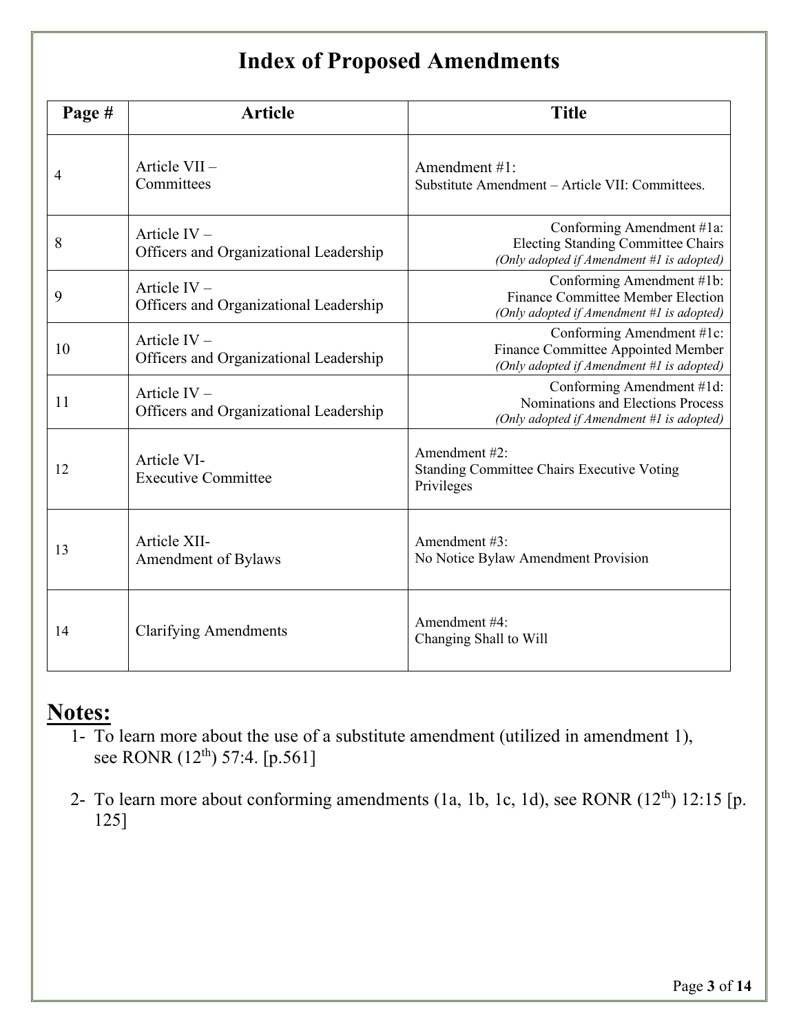# Index of Proposed Amendments

| Page # | Article | Title |
| --- | --- | --- |
| 4 | Article VII – Committees | Amendment #1: Substitute Amendment – Article VII: Committees. |
| 8 | Article IV – Officers and Organizational Leadership | Conforming Amendment #1a: Electing Standing Committee Chairs *(Only adopted if Amendment #1 is adopted)* |
| 9 | Article IV – Officers and Organizational Leadership | Conforming Amendment #1b: Finance Committee Member Election *(Only adopted if Amendment #1 is adopted)* |
| 10 | Article IV – Officers and Organizational Leadership | Conforming Amendment #1c: Finance Committee Appointed Member *(Only adopted if Amendment #1 is adopted)* |
| 11 | Article IV – Officers and Organizational Leadership | Conforming Amendment #1d: Nominations and Elections Process *(Only adopted if Amendment #1 is adopted)* |
| 12 | Article VI- Executive Committee | Amendment #2: Standing Committee Chairs Executive Voting Privileges |
| 13 | Article XII- Amendment of Bylaws | Amendment #3: No Notice Bylaw Amendment Provision |
| 14 | Clarifying Amendments | Amendment #4: Changing Shall to Will |

## Notes:

1- To learn more about the use of a substitute amendment (utilized in amendment 1), see RONR (12th) 57:4. [p.561]

2- To learn more about conforming amendments (1a, 1b, 1c, 1d), see RONR (12th) 12:15 [p. 125]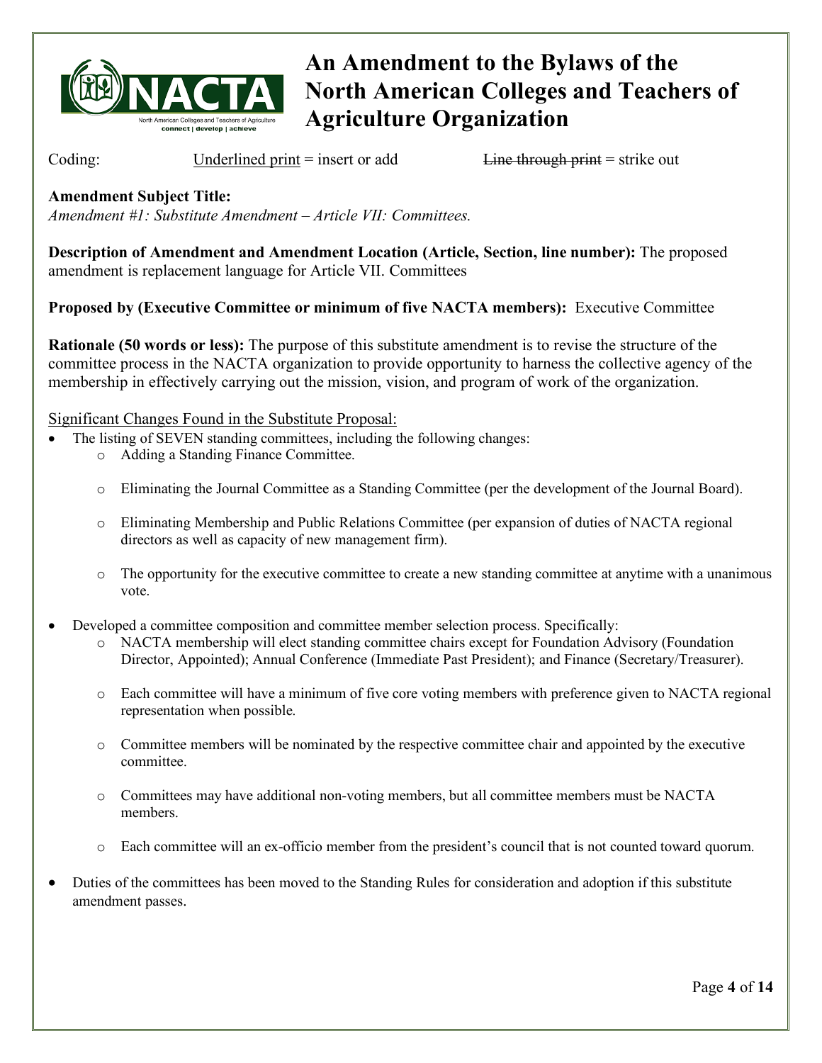# An Amendment to the Bylaws of the North American Colleges and Teachers of Agriculture Organization

Coding: <u>Underlined print</u> = insert or add ~~Line through print~~ = strike out

**Amendment Subject Title:**
*Amendment #1: Substitute Amendment – Article VII: Committees.*

**Description of Amendment and Amendment Location (Article, Section, line number):** The proposed amendment is replacement language for Article VII. Committees

**Proposed by (Executive Committee or minimum of five NACTA members):** Executive Committee

**Rationale (50 words or less):** The purpose of this substitute amendment is to revise the structure of the committee process in the NACTA organization to provide opportunity to harness the collective agency of the membership in effectively carrying out the mission, vision, and program of work of the organization.

<u>Significant Changes Found in the Substitute Proposal:</u>

- The listing of SEVEN standing committees, including the following changes:
  - Adding a Standing Finance Committee.
  - Eliminating the Journal Committee as a Standing Committee (per the development of the Journal Board).
  - Eliminating Membership and Public Relations Committee (per expansion of duties of NACTA regional directors as well as capacity of new management firm).
  - The opportunity for the executive committee to create a new standing committee at anytime with a unanimous vote.
- Developed a committee composition and committee member selection process. Specifically:
  - NACTA membership will elect standing committee chairs except for Foundation Advisory (Foundation Director, Appointed); Annual Conference (Immediate Past President); and Finance (Secretary/Treasurer).
  - Each committee will have a minimum of five core voting members with preference given to NACTA regional representation when possible.
  - Committee members will be nominated by the respective committee chair and appointed by the executive committee.
  - Committees may have additional non-voting members, but all committee members must be NACTA members.
  - Each committee will an ex-officio member from the president's council that is not counted toward quorum.
- Duties of the committees has been moved to the Standing Rules for consideration and adoption if this substitute amendment passes.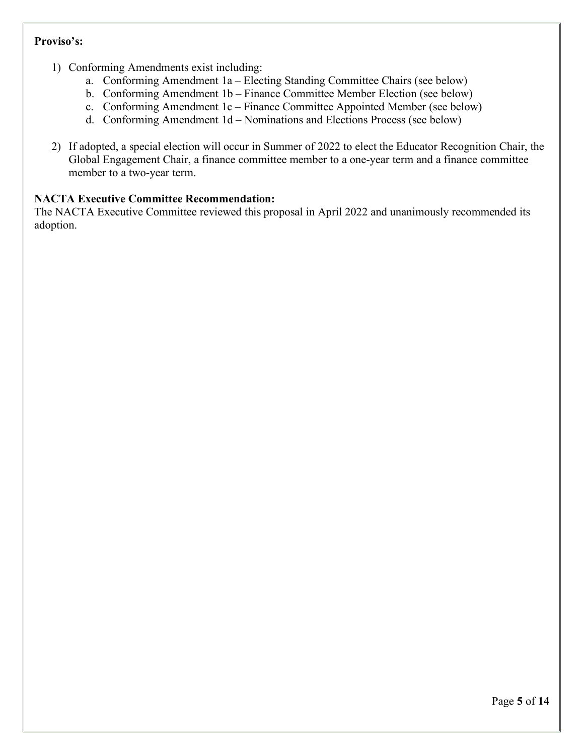**Proviso's:**

1) Conforming Amendments exist including:
    a. Conforming Amendment 1a – Electing Standing Committee Chairs (see below)
    b. Conforming Amendment 1b – Finance Committee Member Election (see below)
    c. Conforming Amendment 1c – Finance Committee Appointed Member (see below)
    d. Conforming Amendment 1d – Nominations and Elections Process (see below)

2) If adopted, a special election will occur in Summer of 2022 to elect the Educator Recognition Chair, the Global Engagement Chair, a finance committee member to a one-year term and a finance committee member to a two-year term.

**NACTA Executive Committee Recommendation:**
The NACTA Executive Committee reviewed this proposal in April 2022 and unanimously recommended its adoption.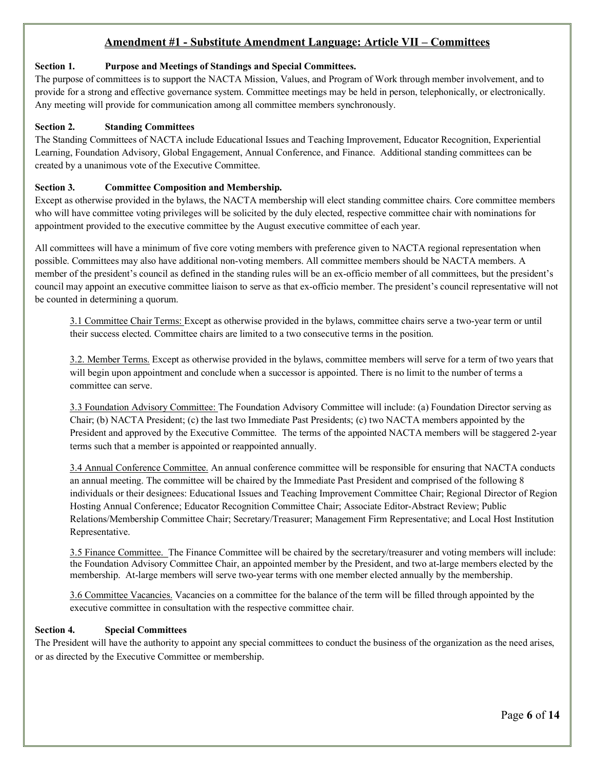## Amendment #1 - Substitute Amendment Language: Article VII – Committees

**Section 1. Purpose and Meetings of Standings and Special Committees.**
The purpose of committees is to support the NACTA Mission, Values, and Program of Work through member involvement, and to provide for a strong and effective governance system. Committee meetings may be held in person, telephonically, or electronically. Any meeting will provide for communication among all committee members synchronously.

**Section 2. Standing Committees**
The Standing Committees of NACTA include Educational Issues and Teaching Improvement, Educator Recognition, Experiential Learning, Foundation Advisory, Global Engagement, Annual Conference, and Finance. Additional standing committees can be created by a unanimous vote of the Executive Committee.

**Section 3. Committee Composition and Membership.**
Except as otherwise provided in the bylaws, the NACTA membership will elect standing committee chairs. Core committee members who will have committee voting privileges will be solicited by the duly elected, respective committee chair with nominations for appointment provided to the executive committee by the August executive committee of each year.

All committees will have a minimum of five core voting members with preference given to NACTA regional representation when possible. Committees may also have additional non-voting members. All committee members should be NACTA members. A member of the president's council as defined in the standing rules will be an ex-officio member of all committees, but the president's council may appoint an executive committee liaison to serve as that ex-officio member. The president's council representative will not be counted in determining a quorum.

> 3.1 Committee Chair Terms: Except as otherwise provided in the bylaws, committee chairs serve a two-year term or until their success elected. Committee chairs are limited to a two consecutive terms in the position.
>
> 3.2. Member Terms. Except as otherwise provided in the bylaws, committee members will serve for a term of two years that will begin upon appointment and conclude when a successor is appointed. There is no limit to the number of terms a committee can serve.
>
> 3.3 Foundation Advisory Committee: The Foundation Advisory Committee will include: (a) Foundation Director serving as Chair; (b) NACTA President; (c) the last two Immediate Past Presidents; (c) two NACTA members appointed by the President and approved by the Executive Committee. The terms of the appointed NACTA members will be staggered 2-year terms such that a member is appointed or reappointed annually.
>
> 3.4 Annual Conference Committee. An annual conference committee will be responsible for ensuring that NACTA conducts an annual meeting. The committee will be chaired by the Immediate Past President and comprised of the following 8 individuals or their designees: Educational Issues and Teaching Improvement Committee Chair; Regional Director of Region Hosting Annual Conference; Educator Recognition Committee Chair; Associate Editor-Abstract Review; Public Relations/Membership Committee Chair; Secretary/Treasurer; Management Firm Representative; and Local Host Institution Representative.
>
> 3.5 Finance Committee. The Finance Committee will be chaired by the secretary/treasurer and voting members will include: the Foundation Advisory Committee Chair, an appointed member by the President, and two at-large members elected by the membership. At-large members will serve two-year terms with one member elected annually by the membership.
>
> 3.6 Committee Vacancies. Vacancies on a committee for the balance of the term will be filled through appointed by the executive committee in consultation with the respective committee chair.

**Section 4. Special Committees**
The President will have the authority to appoint any special committees to conduct the business of the organization as the need arises, or as directed by the Executive Committee or membership.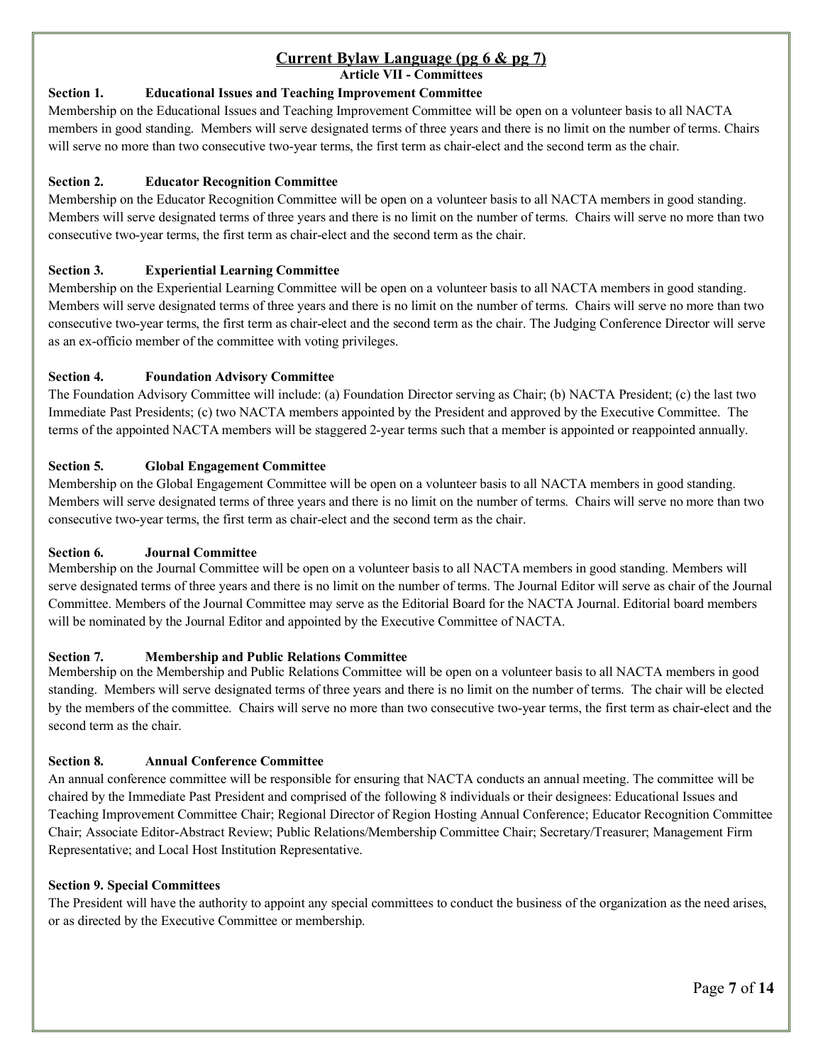# Current Bylaw Language (pg 6 & pg 7)

## Article VII - Committees

**Section 1. Educational Issues and Teaching Improvement Committee**

Membership on the Educational Issues and Teaching Improvement Committee will be open on a volunteer basis to all NACTA members in good standing. Members will serve designated terms of three years and there is no limit on the number of terms. Chairs will serve no more than two consecutive two-year terms, the first term as chair-elect and the second term as the chair.

**Section 2. Educator Recognition Committee**

Membership on the Educator Recognition Committee will be open on a volunteer basis to all NACTA members in good standing. Members will serve designated terms of three years and there is no limit on the number of terms. Chairs will serve no more than two consecutive two-year terms, the first term as chair-elect and the second term as the chair.

**Section 3. Experiential Learning Committee**

Membership on the Experiential Learning Committee will be open on a volunteer basis to all NACTA members in good standing. Members will serve designated terms of three years and there is no limit on the number of terms. Chairs will serve no more than two consecutive two-year terms, the first term as chair-elect and the second term as the chair. The Judging Conference Director will serve as an ex-officio member of the committee with voting privileges.

**Section 4. Foundation Advisory Committee**

The Foundation Advisory Committee will include: (a) Foundation Director serving as Chair; (b) NACTA President; (c) the last two Immediate Past Presidents; (c) two NACTA members appointed by the President and approved by the Executive Committee. The terms of the appointed NACTA members will be staggered 2-year terms such that a member is appointed or reappointed annually.

**Section 5. Global Engagement Committee**

Membership on the Global Engagement Committee will be open on a volunteer basis to all NACTA members in good standing. Members will serve designated terms of three years and there is no limit on the number of terms. Chairs will serve no more than two consecutive two-year terms, the first term as chair-elect and the second term as the chair.

**Section 6. Journal Committee**

Membership on the Journal Committee will be open on a volunteer basis to all NACTA members in good standing. Members will serve designated terms of three years and there is no limit on the number of terms. The Journal Editor will serve as chair of the Journal Committee. Members of the Journal Committee may serve as the Editorial Board for the NACTA Journal. Editorial board members will be nominated by the Journal Editor and appointed by the Executive Committee of NACTA.

**Section 7. Membership and Public Relations Committee**

Membership on the Membership and Public Relations Committee will be open on a volunteer basis to all NACTA members in good standing. Members will serve designated terms of three years and there is no limit on the number of terms. The chair will be elected by the members of the committee. Chairs will serve no more than two consecutive two-year terms, the first term as chair-elect and the second term as the chair.

**Section 8. Annual Conference Committee**

An annual conference committee will be responsible for ensuring that NACTA conducts an annual meeting. The committee will be chaired by the Immediate Past President and comprised of the following 8 individuals or their designees: Educational Issues and Teaching Improvement Committee Chair; Regional Director of Region Hosting Annual Conference; Educator Recognition Committee Chair; Associate Editor-Abstract Review; Public Relations/Membership Committee Chair; Secretary/Treasurer; Management Firm Representative; and Local Host Institution Representative.

**Section 9. Special Committees**

The President will have the authority to appoint any special committees to conduct the business of the organization as the need arises, or as directed by the Executive Committee or membership.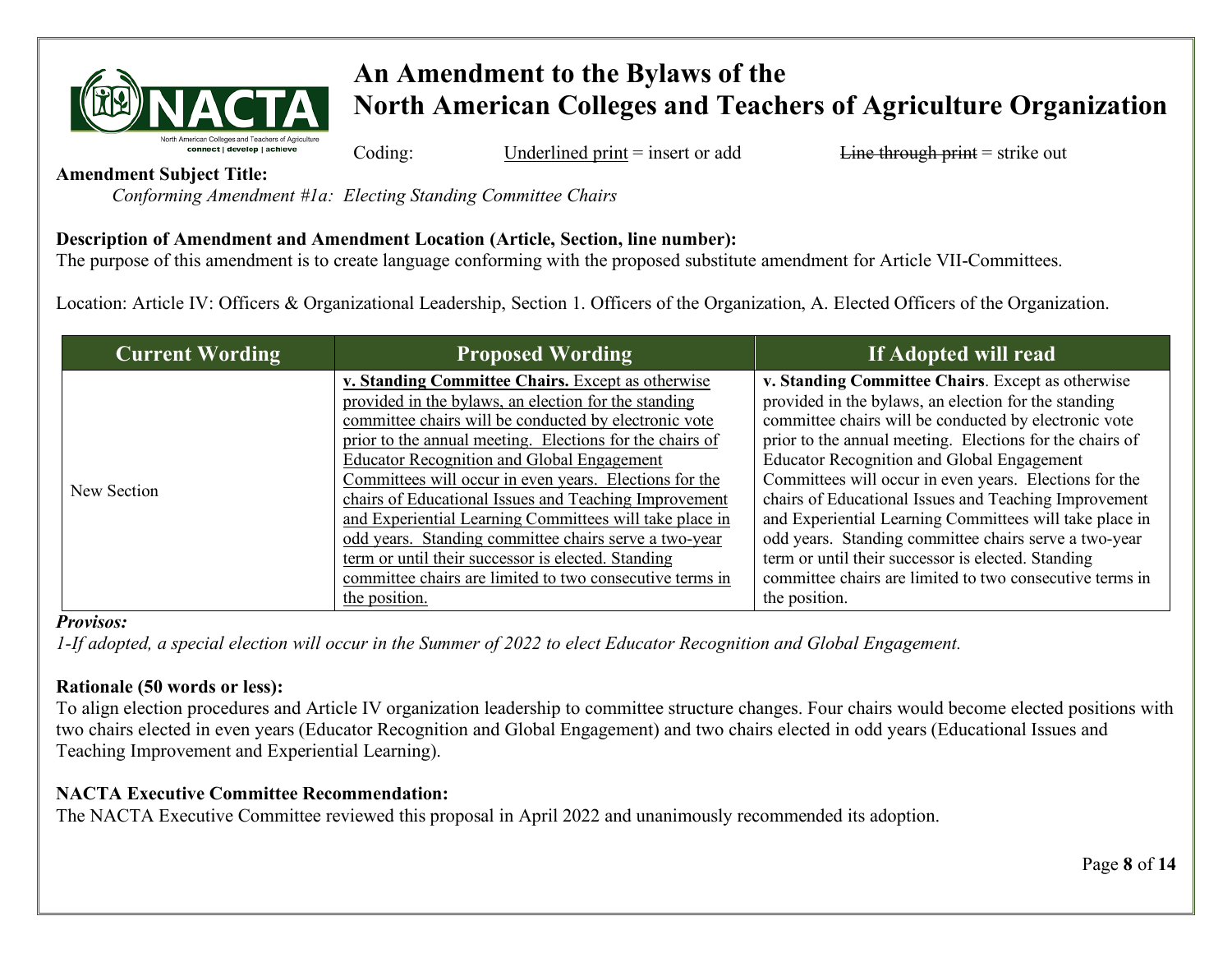# An Amendment to the Bylaws of the North American Colleges and Teachers of Agriculture Organization

Coding: Underlined print = insert or add    ~~Line through print~~ = strike out

**Amendment Subject Title:**

*Conforming Amendment #1a: Electing Standing Committee Chairs*

**Description of Amendment and Amendment Location (Article, Section, line number):**

The purpose of this amendment is to create language conforming with the proposed substitute amendment for Article VII-Committees.

Location: Article IV: Officers & Organizational Leadership, Section 1. Officers of the Organization, A. Elected Officers of the Organization.

| Current Wording | Proposed Wording | If Adopted will read |
|---|---|---|
| New Section | <u>**v. Standing Committee Chairs.** Except as otherwise provided in the bylaws, an election for the standing committee chairs will be conducted by electronic vote prior to the annual meeting. Elections for the chairs of Educator Recognition and Global Engagement Committees will occur in even years. Elections for the chairs of Educational Issues and Teaching Improvement and Experiential Learning Committees will take place in odd years. Standing committee chairs serve a two-year term or until their successor is elected. Standing committee chairs are limited to two consecutive terms in the position.</u> | **v. Standing Committee Chairs**. Except as otherwise provided in the bylaws, an election for the standing committee chairs will be conducted by electronic vote prior to the annual meeting. Elections for the chairs of Educator Recognition and Global Engagement Committees will occur in even years. Elections for the chairs of Educational Issues and Teaching Improvement and Experiential Learning Committees will take place in odd years. Standing committee chairs serve a two-year term or until their successor is elected. Standing committee chairs are limited to two consecutive terms in the position. |

***Provisos:***

*1-If adopted, a special election will occur in the Summer of 2022 to elect Educator Recognition and Global Engagement.*

**Rationale (50 words or less):**

To align election procedures and Article IV organization leadership to committee structure changes. Four chairs would become elected positions with two chairs elected in even years (Educator Recognition and Global Engagement) and two chairs elected in odd years (Educational Issues and Teaching Improvement and Experiential Learning).

**NACTA Executive Committee Recommendation:**

The NACTA Executive Committee reviewed this proposal in April 2022 and unanimously recommended its adoption.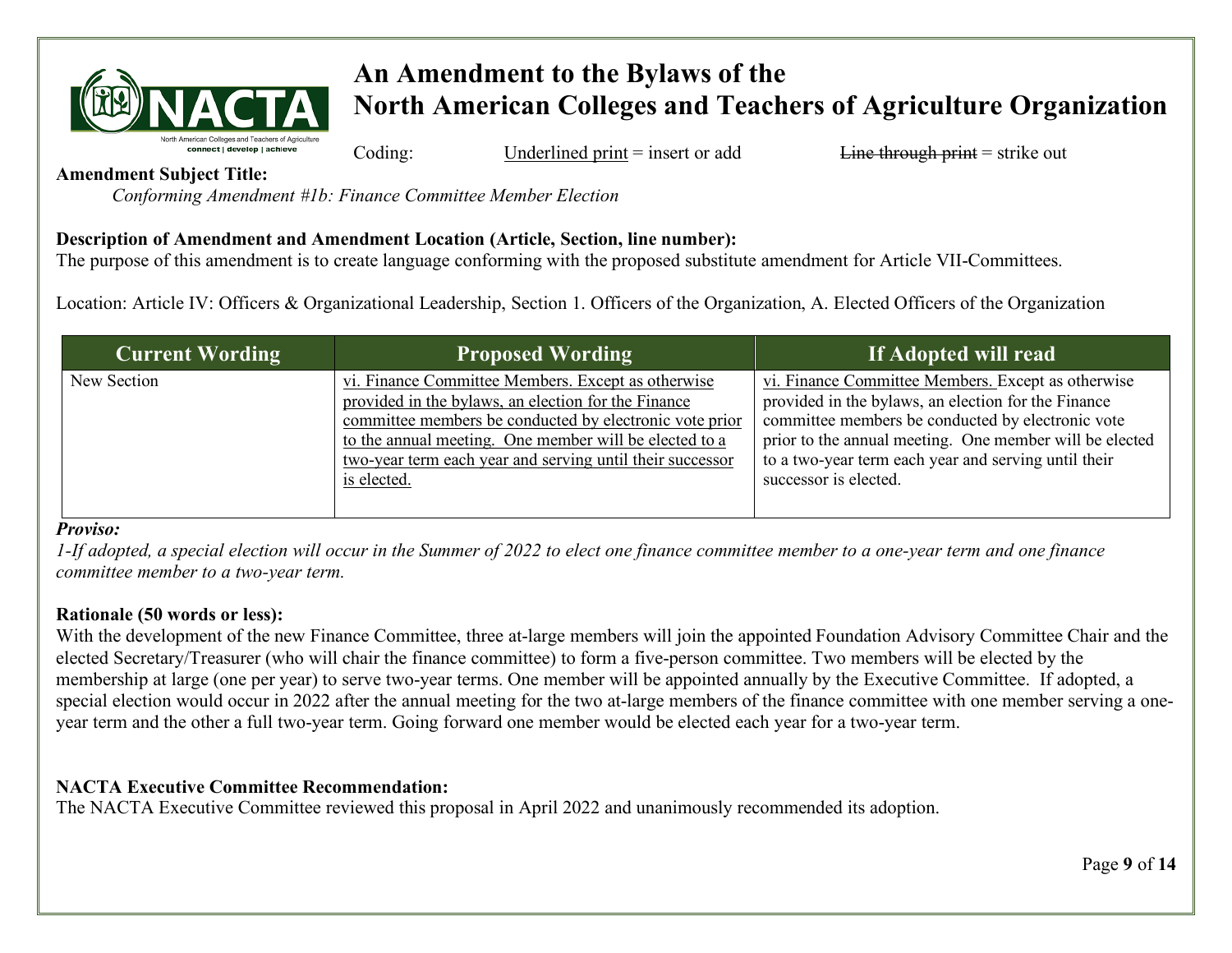# An Amendment to the Bylaws of the North American Colleges and Teachers of Agriculture Organization

Coding: Underlined print = insert or add     ~~Line through print~~ = strike out

**Amendment Subject Title:**

*Conforming Amendment #1b: Finance Committee Member Election*

**Description of Amendment and Amendment Location (Article, Section, line number):**

The purpose of this amendment is to create language conforming with the proposed substitute amendment for Article VII-Committees.

Location: Article IV: Officers & Organizational Leadership, Section 1. Officers of the Organization, A. Elected Officers of the Organization

| Current Wording | Proposed Wording | If Adopted will read |
|---|---|---|
| New Section | <u>vi. Finance Committee Members. Except as otherwise provided in the bylaws, an election for the Finance committee members be conducted by electronic vote prior to the annual meeting. One member will be elected to a two-year term each year and serving until their successor is elected.</u> | <u>vi. Finance Committee Members.</u> Except as otherwise provided in the bylaws, an election for the Finance committee members be conducted by electronic vote prior to the annual meeting. One member will be elected to a two-year term each year and serving until their successor is elected. |

***Proviso:***

*1-If adopted, a special election will occur in the Summer of 2022 to elect one finance committee member to a one-year term and one finance committee member to a two-year term.*

**Rationale (50 words or less):**

With the development of the new Finance Committee, three at-large members will join the appointed Foundation Advisory Committee Chair and the elected Secretary/Treasurer (who will chair the finance committee) to form a five-person committee. Two members will be elected by the membership at large (one per year) to serve two-year terms. One member will be appointed annually by the Executive Committee. If adopted, a special election would occur in 2022 after the annual meeting for the two at-large members of the finance committee with one member serving a one-year term and the other a full two-year term. Going forward one member would be elected each year for a two-year term.

**NACTA Executive Committee Recommendation:**

The NACTA Executive Committee reviewed this proposal in April 2022 and unanimously recommended its adoption.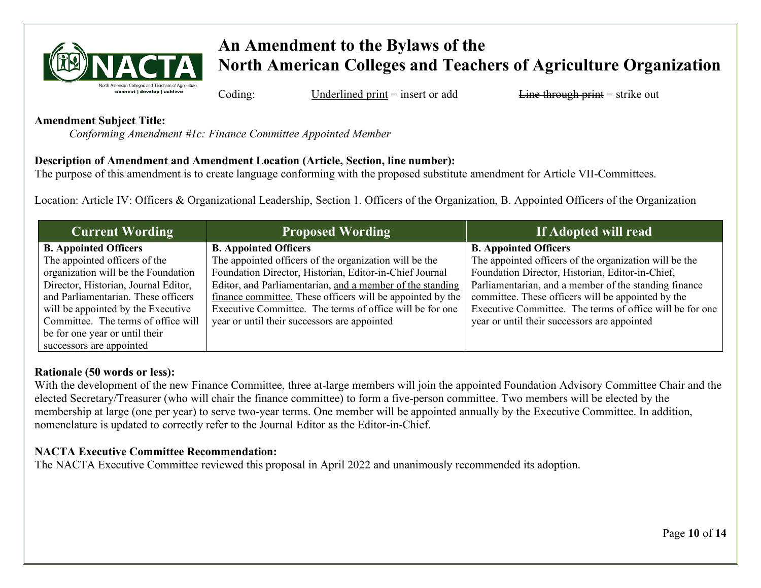# An Amendment to the Bylaws of the North American Colleges and Teachers of Agriculture Organization

Coding: <u>Underlined print</u> = insert or add ~~Line through print~~ = strike out

**Amendment Subject Title:**

*Conforming Amendment #1c: Finance Committee Appointed Member*

**Description of Amendment and Amendment Location (Article, Section, line number):**

The purpose of this amendment is to create language conforming with the proposed substitute amendment for Article VII-Committees.

Location: Article IV: Officers & Organizational Leadership, Section 1. Officers of the Organization, B. Appointed Officers of the Organization

| Current Wording | Proposed Wording | If Adopted will read |
|---|---|---|
| **B. Appointed Officers** The appointed officers of the organization will be the Foundation Director, Historian, Journal Editor, and Parliamentarian. These officers will be appointed by the Executive Committee. The terms of office will be for one year or until their successors are appointed | **B. Appointed Officers** The appointed officers of the organization will be the Foundation Director, Historian, Editor-in-Chief ~~Journal Editor~~, ~~and~~ Parliamentarian, <u>and a member of the standing finance committee.</u> These officers will be appointed by the Executive Committee. The terms of office will be for one year or until their successors are appointed | **B. Appointed Officers** The appointed officers of the organization will be the Foundation Director, Historian, Editor-in-Chief, Parliamentarian, and a member of the standing finance committee. These officers will be appointed by the Executive Committee. The terms of office will be for one year or until their successors are appointed |

**Rationale (50 words or less):**

With the development of the new Finance Committee, three at-large members will join the appointed Foundation Advisory Committee Chair and the elected Secretary/Treasurer (who will chair the finance committee) to form a five-person committee. Two members will be elected by the membership at large (one per year) to serve two-year terms. One member will be appointed annually by the Executive Committee. In addition, nomenclature is updated to correctly refer to the Journal Editor as the Editor-in-Chief.

**NACTA Executive Committee Recommendation:**

The NACTA Executive Committee reviewed this proposal in April 2022 and unanimously recommended its adoption.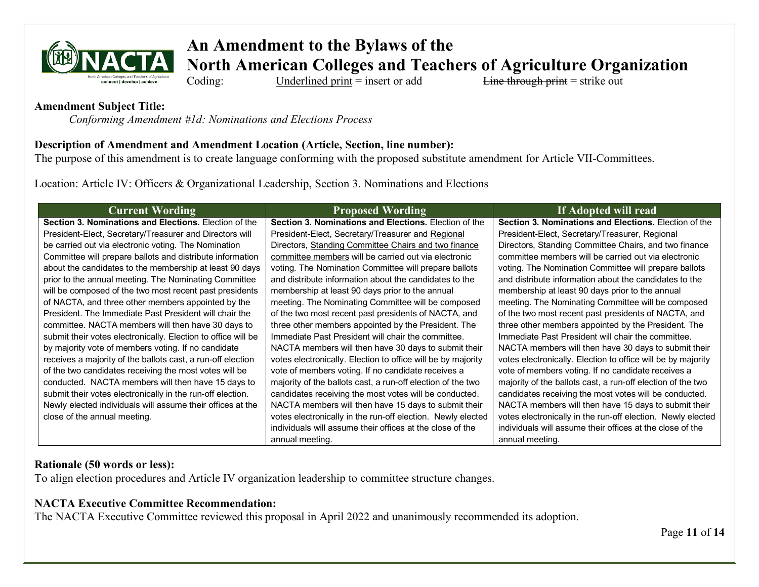# An Amendment to the Bylaws of the North American Colleges and Teachers of Agriculture Organization

Coding: Underlined print = insert or add ~~Line through print~~ = strike out

**Amendment Subject Title:**

*Conforming Amendment #1d: Nominations and Elections Process*

**Description of Amendment and Amendment Location (Article, Section, line number):**

The purpose of this amendment is to create language conforming with the proposed substitute amendment for Article VII-Committees.

Location: Article IV: Officers & Organizational Leadership, Section 3. Nominations and Elections

| Current Wording | Proposed Wording | If Adopted will read |
|---|---|---|
| **Section 3. Nominations and Elections.** Election of the President-Elect, Secretary/Treasurer and Directors will be carried out via electronic voting. The Nomination Committee will prepare ballots and distribute information about the candidates to the membership at least 90 days prior to the annual meeting. The Nominating Committee will be composed of the two most recent past presidents of NACTA, and three other members appointed by the President. The Immediate Past President will chair the committee. NACTA members will then have 30 days to submit their votes electronically. Election to office will be by majority vote of members voting. If no candidate receives a majority of the ballots cast, a run-off election of the two candidates receiving the most votes will be conducted. NACTA members will then have 15 days to submit their votes electronically in the run-off election. Newly elected individuals will assume their offices at the close of the annual meeting. | **Section 3. Nominations and Elections.** Election of the President-Elect, Secretary/Treasurer ~~and~~ <u>Regional</u> Directors, <u>Standing Committee Chairs and two finance committee members</u> will be carried out via electronic voting. The Nomination Committee will prepare ballots and distribute information about the candidates to the membership at least 90 days prior to the annual meeting. The Nominating Committee will be composed of the two most recent past presidents of NACTA, and three other members appointed by the President. The Immediate Past President will chair the committee. NACTA members will then have 30 days to submit their votes electronically. Election to office will be by majority vote of members voting. If no candidate receives a majority of the ballots cast, a run-off election of the two candidates receiving the most votes will be conducted. NACTA members will then have 15 days to submit their votes electronically in the run-off election. Newly elected individuals will assume their offices at the close of the annual meeting. | **Section 3. Nominations and Elections.** Election of the President-Elect, Secretary/Treasurer, Regional Directors, Standing Committee Chairs, and two finance committee members will be carried out via electronic voting. The Nomination Committee will prepare ballots and distribute information about the candidates to the membership at least 90 days prior to the annual meeting. The Nominating Committee will be composed of the two most recent past presidents of NACTA, and three other members appointed by the President. The Immediate Past President will chair the committee. NACTA members will then have 30 days to submit their votes electronically. Election to office will be by majority vote of members voting. If no candidate receives a majority of the ballots cast, a run-off election of the two candidates receiving the most votes will be conducted. NACTA members will then have 15 days to submit their votes electronically in the run-off election. Newly elected individuals will assume their offices at the close of the annual meeting. |

**Rationale (50 words or less):**

To align election procedures and Article IV organization leadership to committee structure changes.

**NACTA Executive Committee Recommendation:**

The NACTA Executive Committee reviewed this proposal in April 2022 and unanimously recommended its adoption.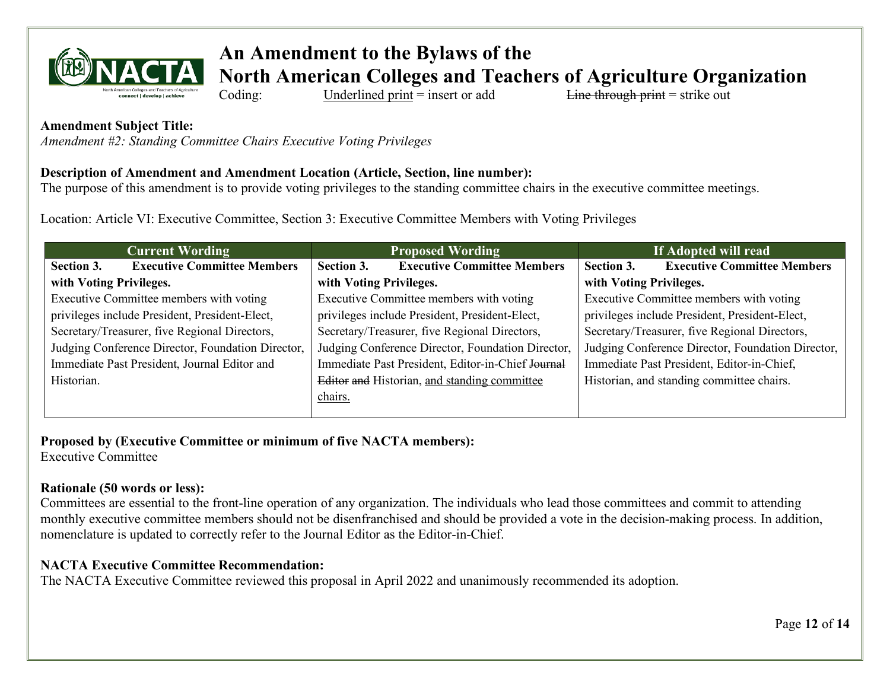# An Amendment to the Bylaws of the North American Colleges and Teachers of Agriculture Organization

Coding: <u>Underlined print</u> = insert or add ~~Line through print~~ = strike out

**Amendment Subject Title:**
*Amendment #2: Standing Committee Chairs Executive Voting Privileges*

**Description of Amendment and Amendment Location (Article, Section, line number):**
The purpose of this amendment is to provide voting privileges to the standing committee chairs in the executive committee meetings.

Location: Article VI: Executive Committee, Section 3: Executive Committee Members with Voting Privileges

| Current Wording | Proposed Wording | If Adopted will read |
|---|---|---|
| **Section 3. Executive Committee Members with Voting Privileges.** Executive Committee members with voting privileges include President, President-Elect, Secretary/Treasurer, five Regional Directors, Judging Conference Director, Foundation Director, Immediate Past President, Journal Editor and Historian. | **Section 3. Executive Committee Members with Voting Privileges.** Executive Committee members with voting privileges include President, President-Elect, Secretary/Treasurer, five Regional Directors, Judging Conference Director, Foundation Director, Immediate Past President, Editor-in-Chief ~~Journal Editor~~ ~~and~~ Historian, <u>and standing committee chairs.</u> | **Section 3. Executive Committee Members with Voting Privileges.** Executive Committee members with voting privileges include President, President-Elect, Secretary/Treasurer, five Regional Directors, Judging Conference Director, Foundation Director, Immediate Past President, Editor-in-Chief, Historian, and standing committee chairs. |

**Proposed by (Executive Committee or minimum of five NACTA members):**
Executive Committee

**Rationale (50 words or less):**
Committees are essential to the front-line operation of any organization. The individuals who lead those committees and commit to attending monthly executive committee members should not be disenfranchised and should be provided a vote in the decision-making process. In addition, nomenclature is updated to correctly refer to the Journal Editor as the Editor-in-Chief.

**NACTA Executive Committee Recommendation:**
The NACTA Executive Committee reviewed this proposal in April 2022 and unanimously recommended its adoption.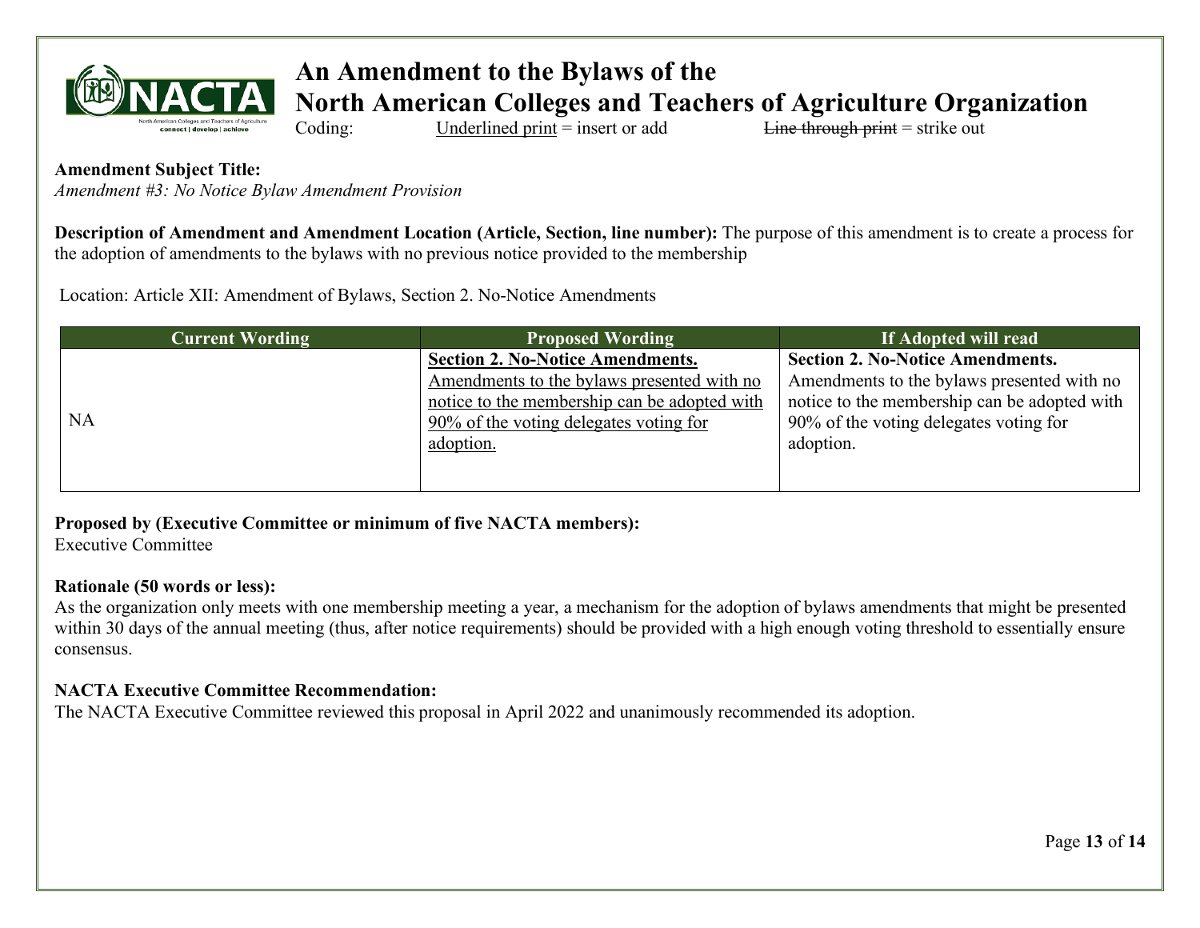# An Amendment to the Bylaws of the North American Colleges and Teachers of Agriculture Organization

Coding: <u>Underlined print</u> = insert or add ~~Line through print~~ = strike out

**Amendment Subject Title:**
*Amendment #3: No Notice Bylaw Amendment Provision*

**Description of Amendment and Amendment Location (Article, Section, line number):** The purpose of this amendment is to create a process for the adoption of amendments to the bylaws with no previous notice provided to the membership

Location: Article XII: Amendment of Bylaws, Section 2. No-Notice Amendments

| Current Wording | Proposed Wording | If Adopted will read |
|---|---|---|
| NA | <u>**Section 2. No-Notice Amendments.**</u> <u>Amendments to the bylaws presented with no notice to the membership can be adopted with 90% of the voting delegates voting for adoption.</u> | **Section 2. No-Notice Amendments.** Amendments to the bylaws presented with no notice to the membership can be adopted with 90% of the voting delegates voting for adoption. |

**Proposed by (Executive Committee or minimum of five NACTA members):**
Executive Committee

**Rationale (50 words or less):**
As the organization only meets with one membership meeting a year, a mechanism for the adoption of bylaws amendments that might be presented within 30 days of the annual meeting (thus, after notice requirements) should be provided with a high enough voting threshold to essentially ensure consensus.

**NACTA Executive Committee Recommendation:**
The NACTA Executive Committee reviewed this proposal in April 2022 and unanimously recommended its adoption.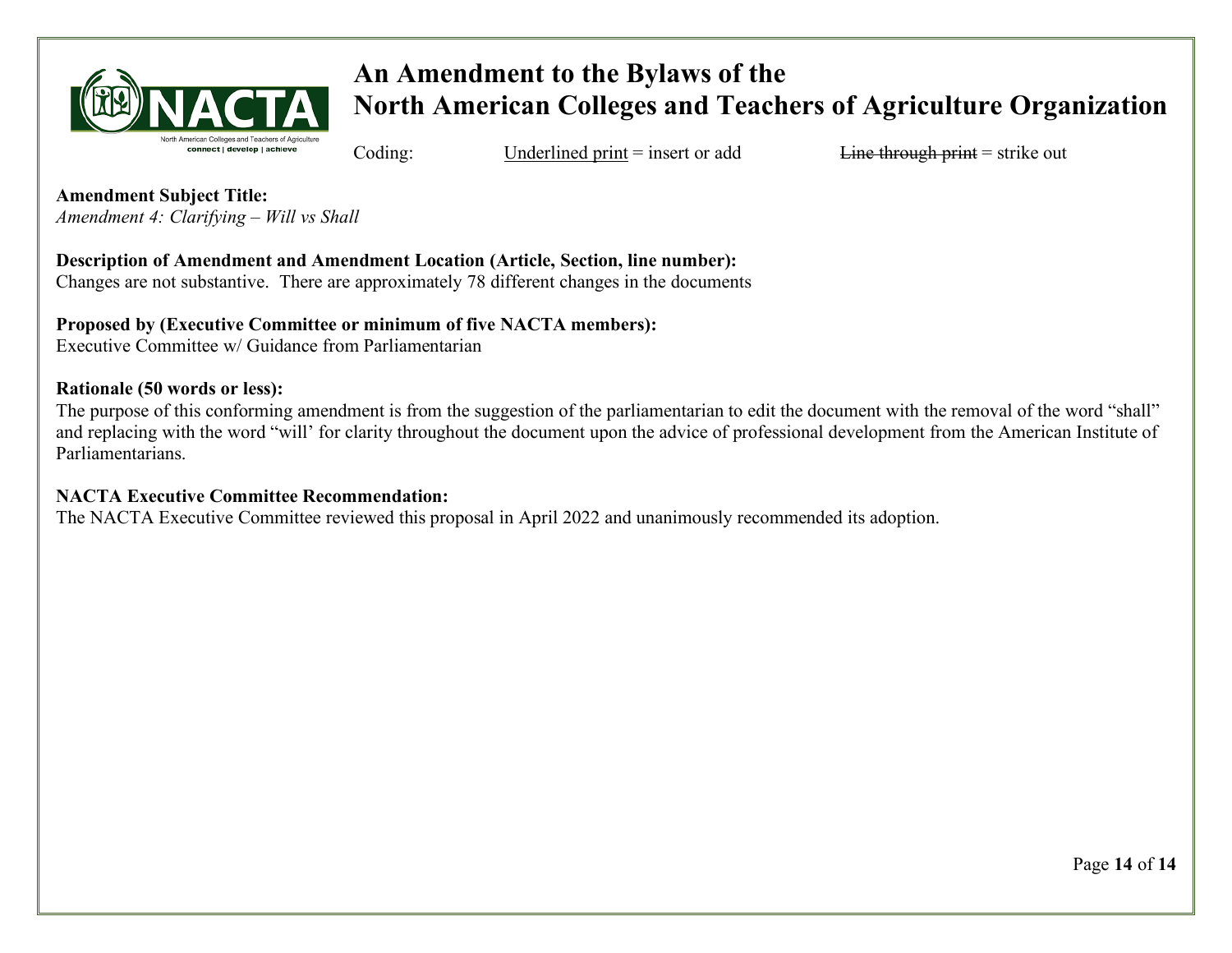# An Amendment to the Bylaws of the North American Colleges and Teachers of Agriculture Organization

Coding: Underlined print = insert or add ~~Line through print~~ = strike out

**Amendment Subject Title:**
*Amendment 4: Clarifying – Will vs Shall*

**Description of Amendment and Amendment Location (Article, Section, line number):**
Changes are not substantive. There are approximately 78 different changes in the documents

**Proposed by (Executive Committee or minimum of five NACTA members):**
Executive Committee w/ Guidance from Parliamentarian

**Rationale (50 words or less):**
The purpose of this conforming amendment is from the suggestion of the parliamentarian to edit the document with the removal of the word "shall" and replacing with the word "will' for clarity throughout the document upon the advice of professional development from the American Institute of Parliamentarians.

**NACTA Executive Committee Recommendation:**
The NACTA Executive Committee reviewed this proposal in April 2022 and unanimously recommended its adoption.